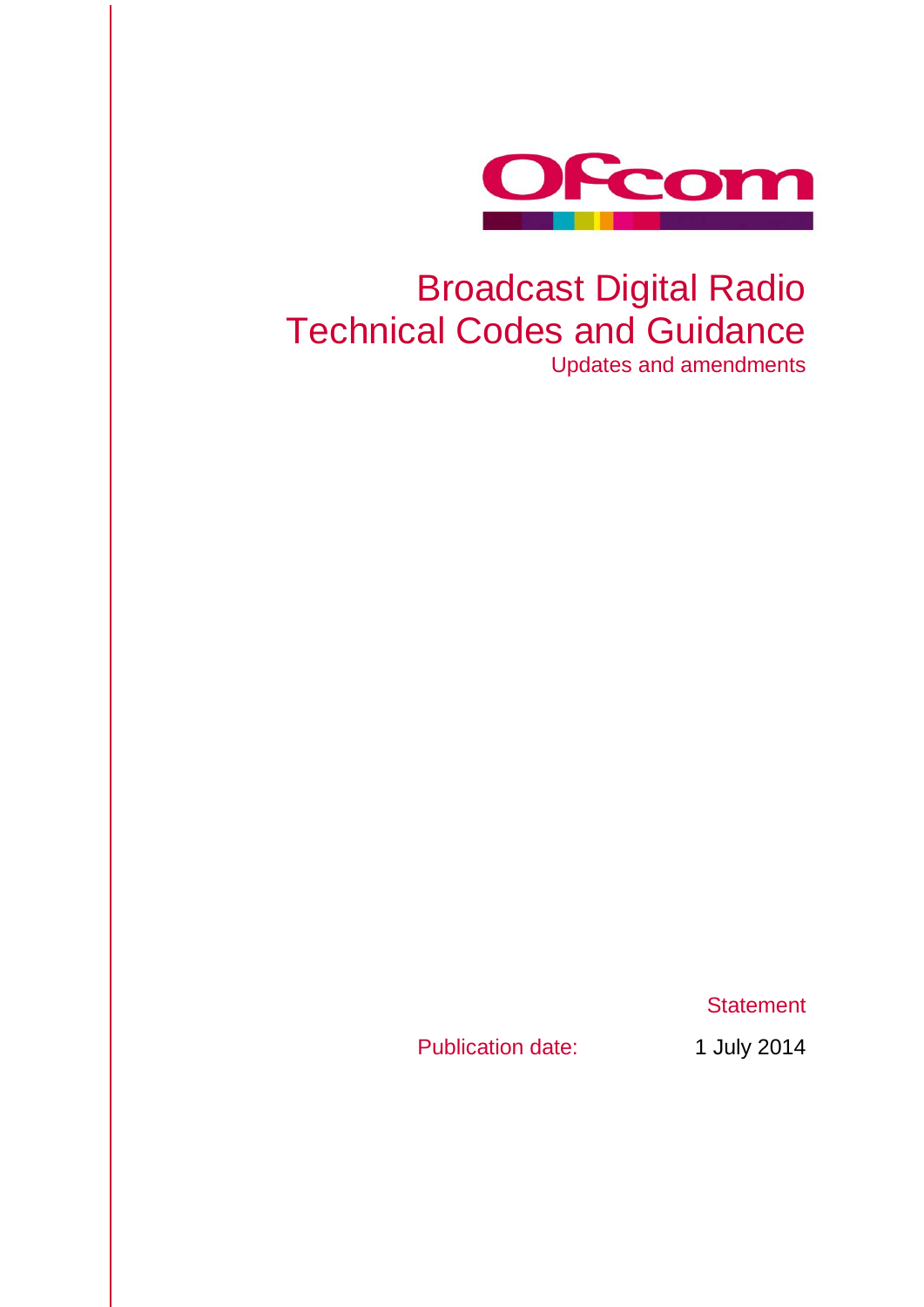# Broadcast Digital Radio Technical Codes and Guidance

Updates and amendments

Statement

Publication date: 1 July 2014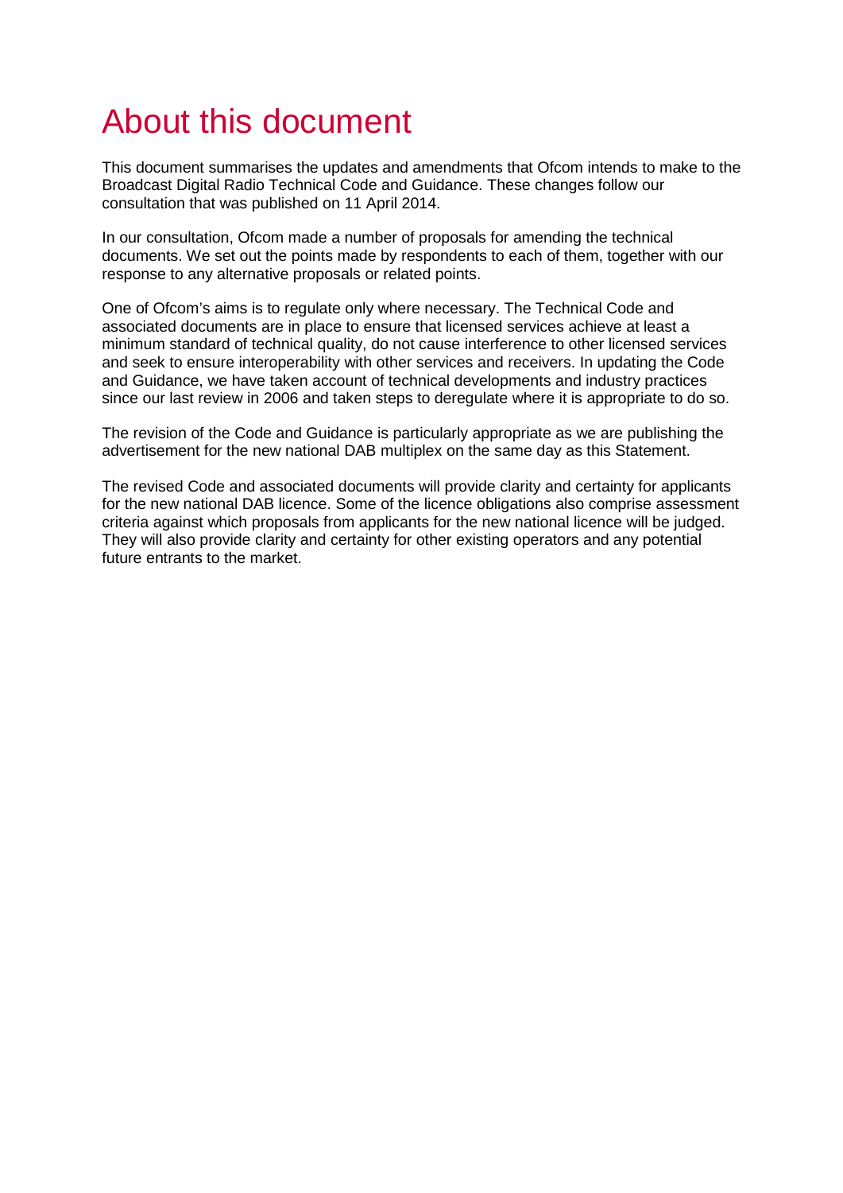# About this document

This document summarises the updates and amendments that Ofcom intends to make to the Broadcast Digital Radio Technical Code and Guidance. These changes follow our consultation that was published on 11 April 2014.

In our consultation, Ofcom made a number of proposals for amending the technical documents. We set out the points made by respondents to each of them, together with our response to any alternative proposals or related points.

One of Ofcom's aims is to regulate only where necessary. The Technical Code and associated documents are in place to ensure that licensed services achieve at least a minimum standard of technical quality, do not cause interference to other licensed services and seek to ensure interoperability with other services and receivers. In updating the Code and Guidance, we have taken account of technical developments and industry practices since our last review in 2006 and taken steps to deregulate where it is appropriate to do so.

The revision of the Code and Guidance is particularly appropriate as we are publishing the advertisement for the new national DAB multiplex on the same day as this Statement.

The revised Code and associated documents will provide clarity and certainty for applicants for the new national DAB licence. Some of the licence obligations also comprise assessment criteria against which proposals from applicants for the new national licence will be judged. They will also provide clarity and certainty for other existing operators and any potential future entrants to the market.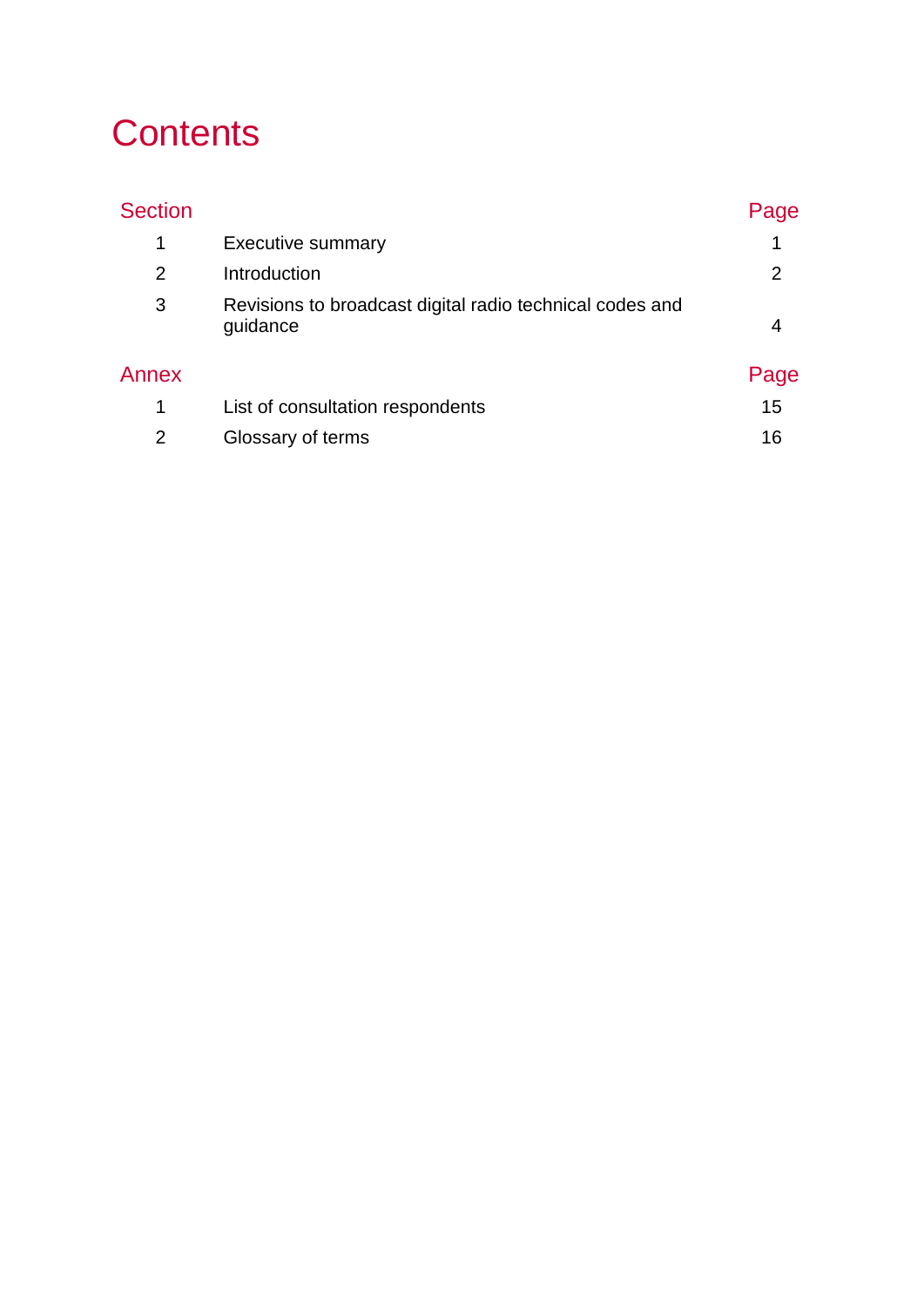# Contents

| Section | | Page |
|---|---|---|
| 1 | Executive summary | 1 |
| 2 | Introduction | 2 |
| 3 | Revisions to broadcast digital radio technical codes and guidance | 4 |

| Annex | | Page |
|---|---|---|
| 1 | List of consultation respondents | 15 |
| 2 | Glossary of terms | 16 |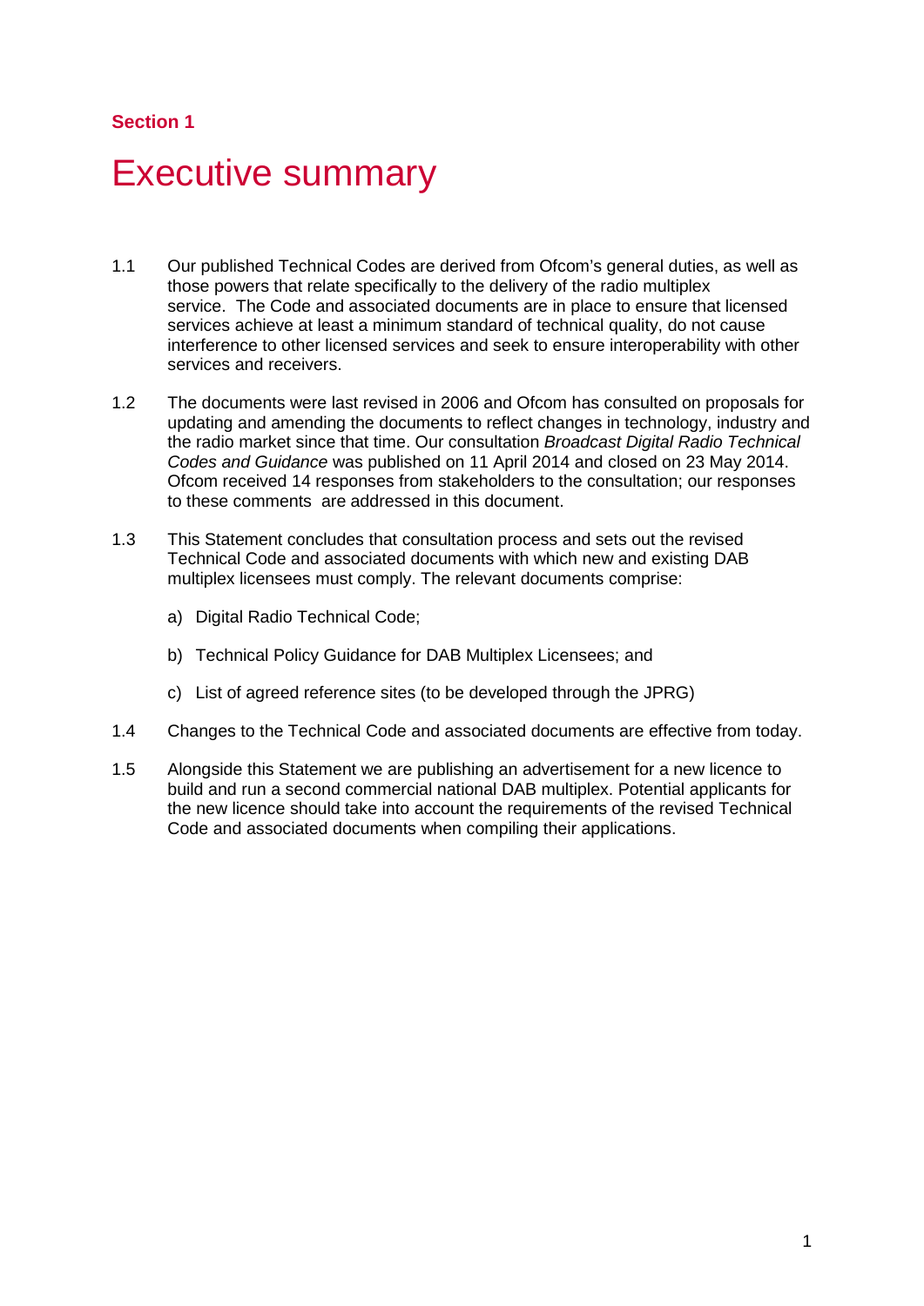**Section 1**

# Executive summary

1.1 Our published Technical Codes are derived from Ofcom's general duties, as well as those powers that relate specifically to the delivery of the radio multiplex service. The Code and associated documents are in place to ensure that licensed services achieve at least a minimum standard of technical quality, do not cause interference to other licensed services and seek to ensure interoperability with other services and receivers.

1.2 The documents were last revised in 2006 and Ofcom has consulted on proposals for updating and amending the documents to reflect changes in technology, industry and the radio market since that time. Our consultation *Broadcast Digital Radio Technical Codes and Guidance* was published on 11 April 2014 and closed on 23 May 2014. Ofcom received 14 responses from stakeholders to the consultation; our responses to these comments are addressed in this document.

1.3 This Statement concludes that consultation process and sets out the revised Technical Code and associated documents with which new and existing DAB multiplex licensees must comply. The relevant documents comprise:

a) Digital Radio Technical Code;

b) Technical Policy Guidance for DAB Multiplex Licensees; and

c) List of agreed reference sites (to be developed through the JPRG)

1.4 Changes to the Technical Code and associated documents are effective from today.

1.5 Alongside this Statement we are publishing an advertisement for a new licence to build and run a second commercial national DAB multiplex. Potential applicants for the new licence should take into account the requirements of the revised Technical Code and associated documents when compiling their applications.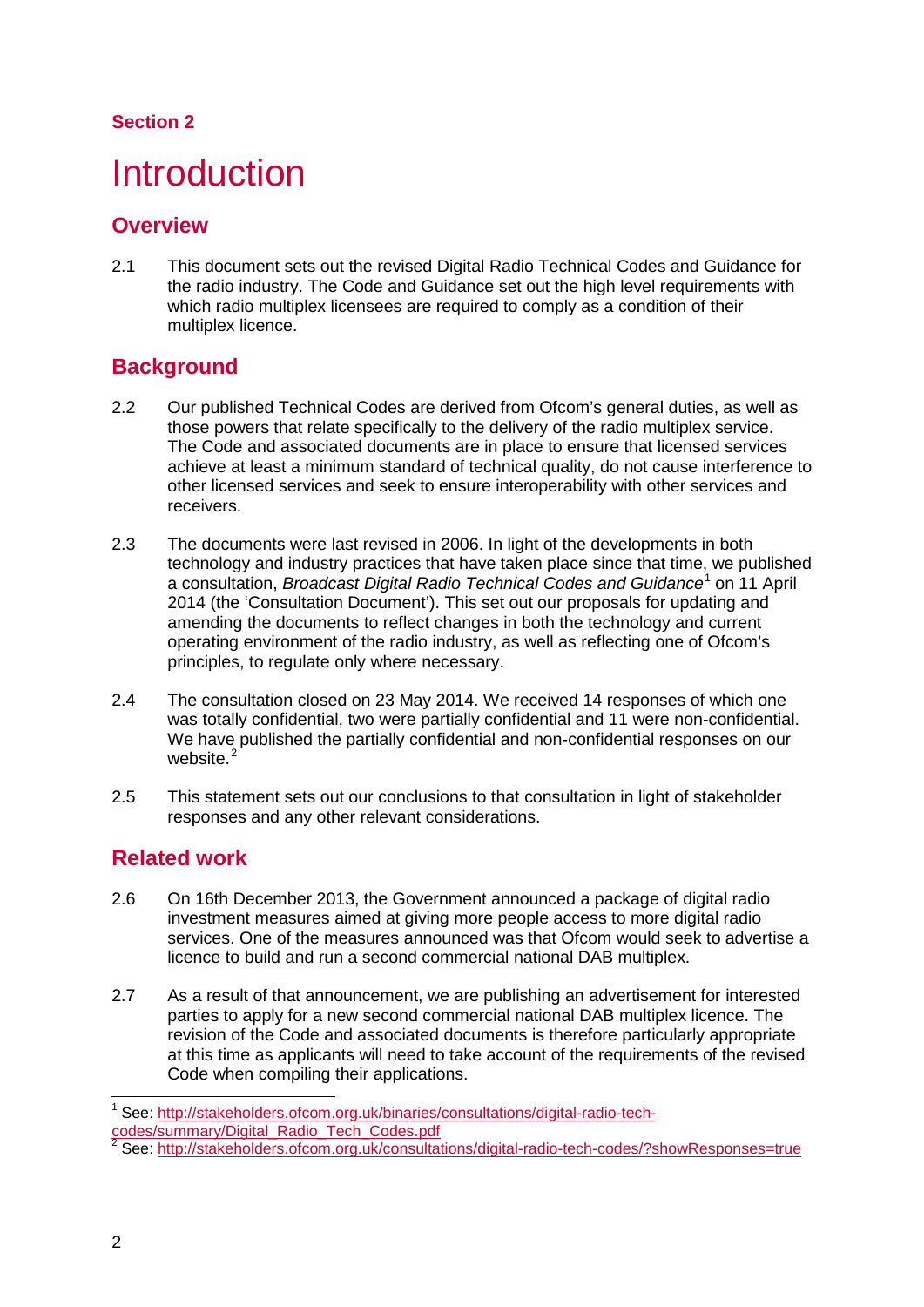**Section 2**

# Introduction

## Overview

2.1 This document sets out the revised Digital Radio Technical Codes and Guidance for the radio industry. The Code and Guidance set out the high level requirements with which radio multiplex licensees are required to comply as a condition of their multiplex licence.

## Background

2.2 Our published Technical Codes are derived from Ofcom's general duties, as well as those powers that relate specifically to the delivery of the radio multiplex service. The Code and associated documents are in place to ensure that licensed services achieve at least a minimum standard of technical quality, do not cause interference to other licensed services and seek to ensure interoperability with other services and receivers.

2.3 The documents were last revised in 2006. In light of the developments in both technology and industry practices that have taken place since that time, we published a consultation, *Broadcast Digital Radio Technical Codes and Guidance*[1] on 11 April 2014 (the 'Consultation Document'). This set out our proposals for updating and amending the documents to reflect changes in both the technology and current operating environment of the radio industry, as well as reflecting one of Ofcom's principles, to regulate only where necessary.

2.4 The consultation closed on 23 May 2014. We received 14 responses of which one was totally confidential, two were partially confidential and 11 were non-confidential. We have published the partially confidential and non-confidential responses on our website.[2]

2.5 This statement sets out our conclusions to that consultation in light of stakeholder responses and any other relevant considerations.

## Related work

2.6 On 16th December 2013, the Government announced a package of digital radio investment measures aimed at giving more people access to more digital radio services. One of the measures announced was that Ofcom would seek to advertise a licence to build and run a second commercial national DAB multiplex.

2.7 As a result of that announcement, we are publishing an advertisement for interested parties to apply for a new second commercial national DAB multiplex licence. The revision of the Code and associated documents is therefore particularly appropriate at this time as applicants will need to take account of the requirements of the revised Code when compiling their applications.

---

[1] See: http://stakeholders.ofcom.org.uk/binaries/consultations/digital-radio-tech-codes/summary/Digital_Radio_Tech_Codes.pdf

[2] See: http://stakeholders.ofcom.org.uk/consultations/digital-radio-tech-codes/?showResponses=true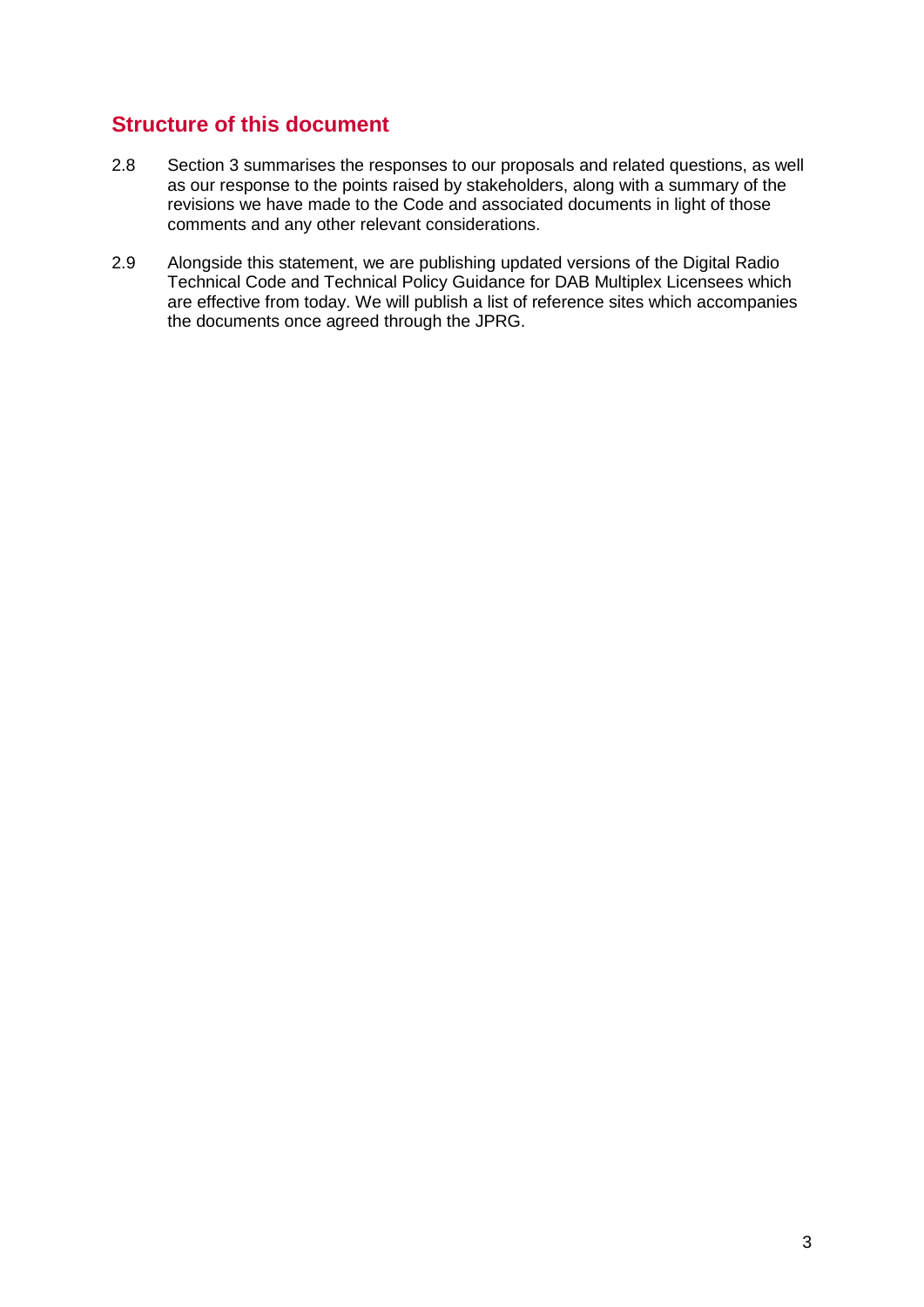## Structure of this document

2.8 Section 3 summarises the responses to our proposals and related questions, as well as our response to the points raised by stakeholders, along with a summary of the revisions we have made to the Code and associated documents in light of those comments and any other relevant considerations.

2.9 Alongside this statement, we are publishing updated versions of the Digital Radio Technical Code and Technical Policy Guidance for DAB Multiplex Licensees which are effective from today. We will publish a list of reference sites which accompanies the documents once agreed through the JPRG.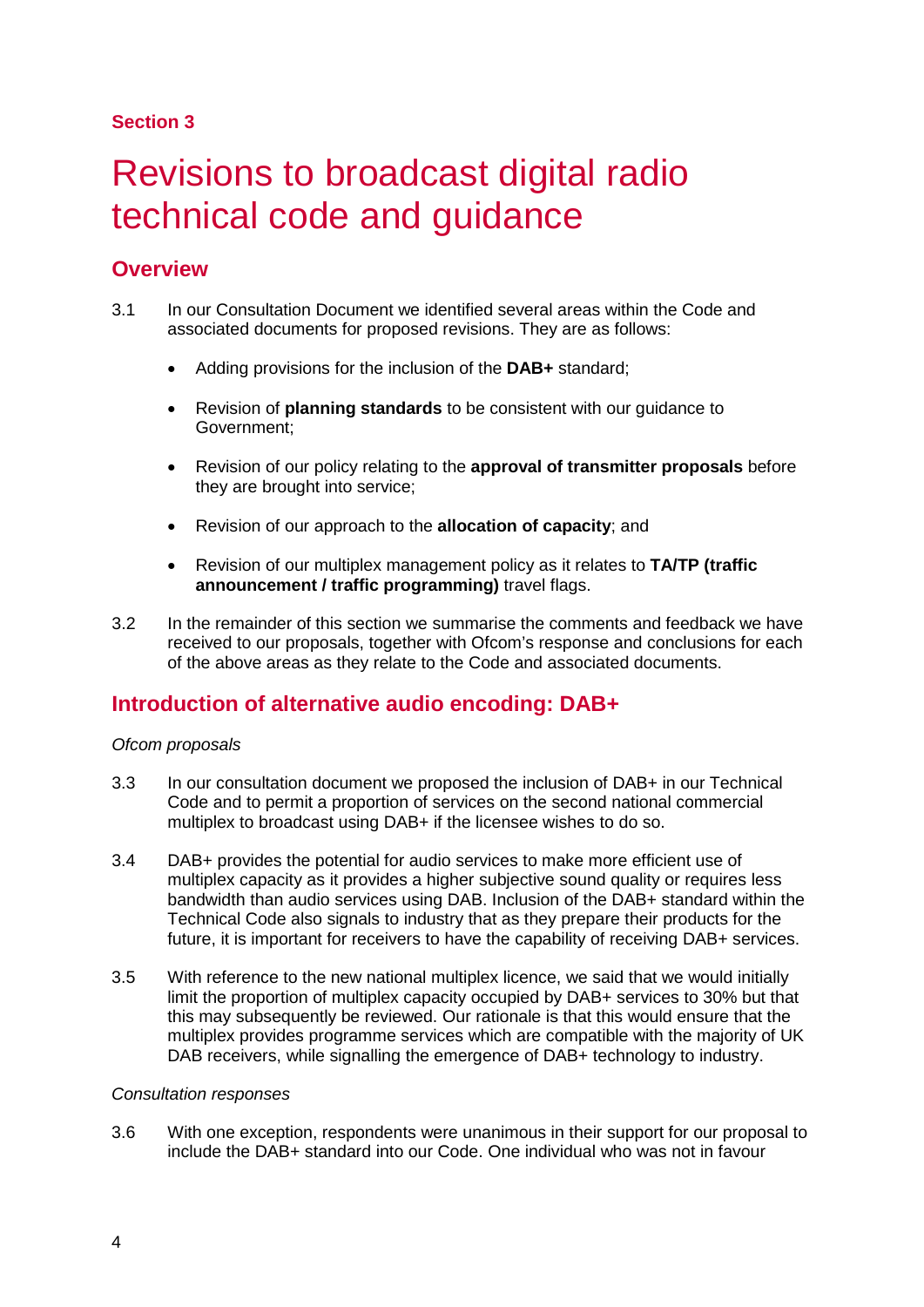**Section 3**

# Revisions to broadcast digital radio technical code and guidance

## Overview

3.1 In our Consultation Document we identified several areas within the Code and associated documents for proposed revisions. They are as follows:

- Adding provisions for the inclusion of the **DAB+** standard;
- Revision of **planning standards** to be consistent with our guidance to Government;
- Revision of our policy relating to the **approval of transmitter proposals** before they are brought into service;
- Revision of our approach to the **allocation of capacity**; and
- Revision of our multiplex management policy as it relates to **TA/TP (traffic announcement / traffic programming)** travel flags.

3.2 In the remainder of this section we summarise the comments and feedback we have received to our proposals, together with Ofcom's response and conclusions for each of the above areas as they relate to the Code and associated documents.

## Introduction of alternative audio encoding: DAB+

*Ofcom proposals*

3.3 In our consultation document we proposed the inclusion of DAB+ in our Technical Code and to permit a proportion of services on the second national commercial multiplex to broadcast using DAB+ if the licensee wishes to do so.

3.4 DAB+ provides the potential for audio services to make more efficient use of multiplex capacity as it provides a higher subjective sound quality or requires less bandwidth than audio services using DAB. Inclusion of the DAB+ standard within the Technical Code also signals to industry that as they prepare their products for the future, it is important for receivers to have the capability of receiving DAB+ services.

3.5 With reference to the new national multiplex licence, we said that we would initially limit the proportion of multiplex capacity occupied by DAB+ services to 30% but that this may subsequently be reviewed. Our rationale is that this would ensure that the multiplex provides programme services which are compatible with the majority of UK DAB receivers, while signalling the emergence of DAB+ technology to industry.

*Consultation responses*

3.6 With one exception, respondents were unanimous in their support for our proposal to include the DAB+ standard into our Code. One individual who was not in favour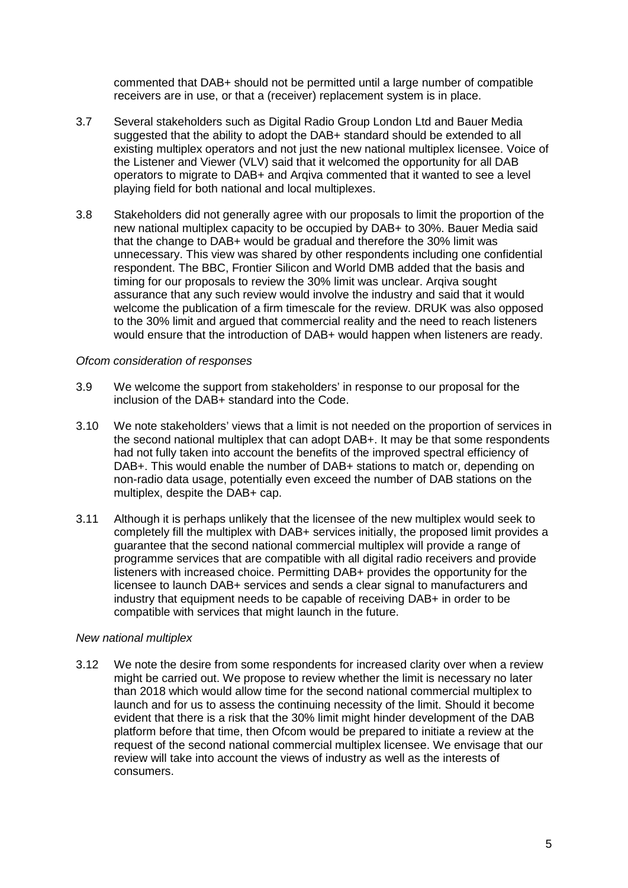commented that DAB+ should not be permitted until a large number of compatible receivers are in use, or that a (receiver) replacement system is in place.

3.7 Several stakeholders such as Digital Radio Group London Ltd and Bauer Media suggested that the ability to adopt the DAB+ standard should be extended to all existing multiplex operators and not just the new national multiplex licensee. Voice of the Listener and Viewer (VLV) said that it welcomed the opportunity for all DAB operators to migrate to DAB+ and Arqiva commented that it wanted to see a level playing field for both national and local multiplexes.

3.8 Stakeholders did not generally agree with our proposals to limit the proportion of the new national multiplex capacity to be occupied by DAB+ to 30%. Bauer Media said that the change to DAB+ would be gradual and therefore the 30% limit was unnecessary. This view was shared by other respondents including one confidential respondent. The BBC, Frontier Silicon and World DMB added that the basis and timing for our proposals to review the 30% limit was unclear. Arqiva sought assurance that any such review would involve the industry and said that it would welcome the publication of a firm timescale for the review. DRUK was also opposed to the 30% limit and argued that commercial reality and the need to reach listeners would ensure that the introduction of DAB+ would happen when listeners are ready.

*Ofcom consideration of responses*

3.9 We welcome the support from stakeholders' in response to our proposal for the inclusion of the DAB+ standard into the Code.

3.10 We note stakeholders' views that a limit is not needed on the proportion of services in the second national multiplex that can adopt DAB+. It may be that some respondents had not fully taken into account the benefits of the improved spectral efficiency of DAB+. This would enable the number of DAB+ stations to match or, depending on non-radio data usage, potentially even exceed the number of DAB stations on the multiplex, despite the DAB+ cap.

3.11 Although it is perhaps unlikely that the licensee of the new multiplex would seek to completely fill the multiplex with DAB+ services initially, the proposed limit provides a guarantee that the second national commercial multiplex will provide a range of programme services that are compatible with all digital radio receivers and provide listeners with increased choice. Permitting DAB+ provides the opportunity for the licensee to launch DAB+ services and sends a clear signal to manufacturers and industry that equipment needs to be capable of receiving DAB+ in order to be compatible with services that might launch in the future.

*New national multiplex*

3.12 We note the desire from some respondents for increased clarity over when a review might be carried out. We propose to review whether the limit is necessary no later than 2018 which would allow time for the second national commercial multiplex to launch and for us to assess the continuing necessity of the limit. Should it become evident that there is a risk that the 30% limit might hinder development of the DAB platform before that time, then Ofcom would be prepared to initiate a review at the request of the second national commercial multiplex licensee. We envisage that our review will take into account the views of industry as well as the interests of consumers.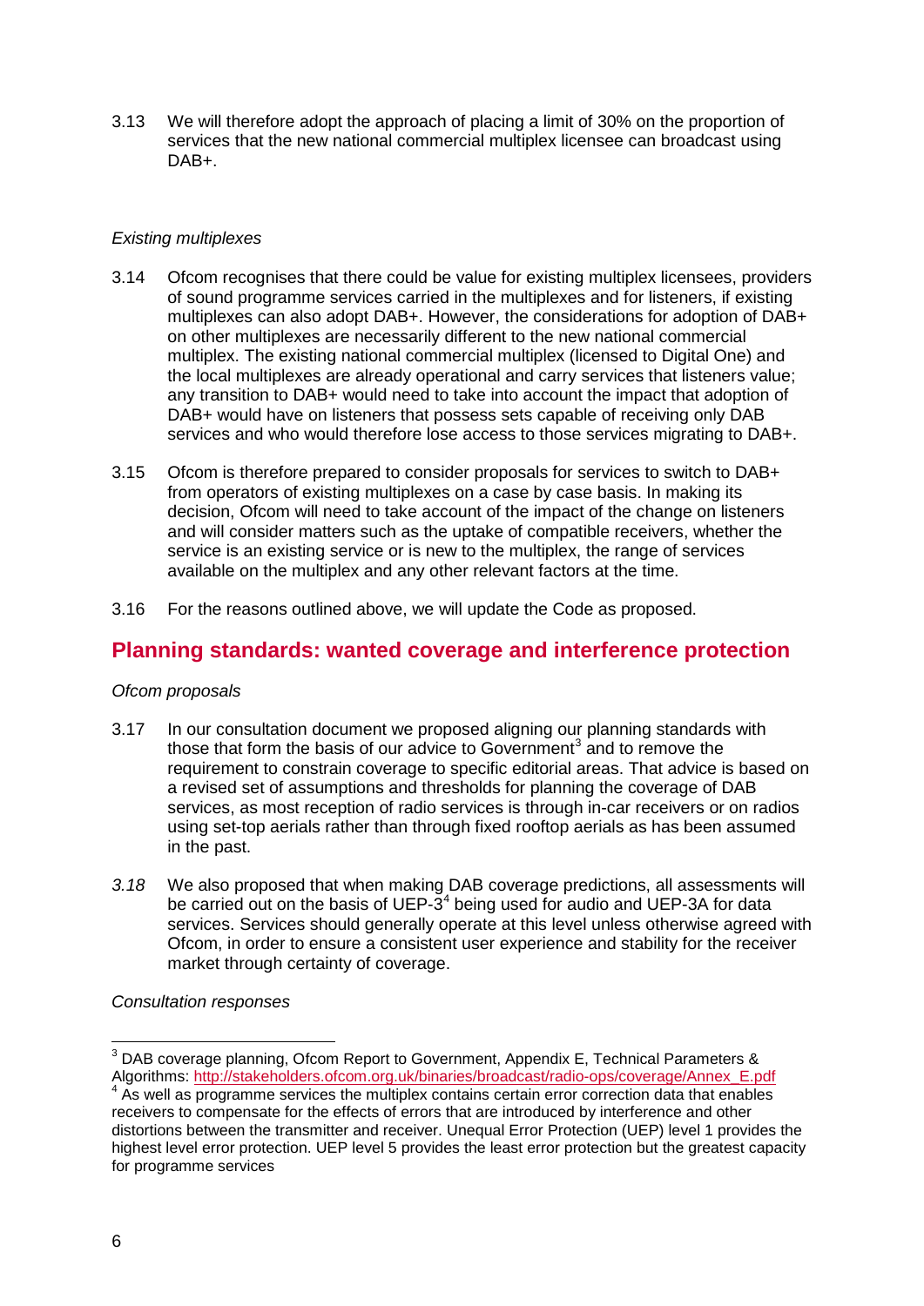3.13 We will therefore adopt the approach of placing a limit of 30% on the proportion of services that the new national commercial multiplex licensee can broadcast using DAB+.

*Existing multiplexes*

3.14 Ofcom recognises that there could be value for existing multiplex licensees, providers of sound programme services carried in the multiplexes and for listeners, if existing multiplexes can also adopt DAB+. However, the considerations for adoption of DAB+ on other multiplexes are necessarily different to the new national commercial multiplex. The existing national commercial multiplex (licensed to Digital One) and the local multiplexes are already operational and carry services that listeners value; any transition to DAB+ would need to take into account the impact that adoption of DAB+ would have on listeners that possess sets capable of receiving only DAB services and who would therefore lose access to those services migrating to DAB+.

3.15 Ofcom is therefore prepared to consider proposals for services to switch to DAB+ from operators of existing multiplexes on a case by case basis. In making its decision, Ofcom will need to take account of the impact of the change on listeners and will consider matters such as the uptake of compatible receivers, whether the service is an existing service or is new to the multiplex, the range of services available on the multiplex and any other relevant factors at the time.

3.16 For the reasons outlined above, we will update the Code as proposed.

## Planning standards: wanted coverage and interference protection

*Ofcom proposals*

3.17 In our consultation document we proposed aligning our planning standards with those that form the basis of our advice to Government[3] and to remove the requirement to constrain coverage to specific editorial areas. That advice is based on a revised set of assumptions and thresholds for planning the coverage of DAB services, as most reception of radio services is through in-car receivers or on radios using set-top aerials rather than through fixed rooftop aerials as has been assumed in the past.

*3.18* We also proposed that when making DAB coverage predictions, all assessments will be carried out on the basis of UEP-3[4] being used for audio and UEP-3A for data services. Services should generally operate at this level unless otherwise agreed with Ofcom, in order to ensure a consistent user experience and stability for the receiver market through certainty of coverage.

*Consultation responses*

---

[3] DAB coverage planning, Ofcom Report to Government, Appendix E, Technical Parameters & Algorithms: http://stakeholders.ofcom.org.uk/binaries/broadcast/radio-ops/coverage/Annex_E.pdf

[4] As well as programme services the multiplex contains certain error correction data that enables receivers to compensate for the effects of errors that are introduced by interference and other distortions between the transmitter and receiver. Unequal Error Protection (UEP) level 1 provides the highest level error protection. UEP level 5 provides the least error protection but the greatest capacity for programme services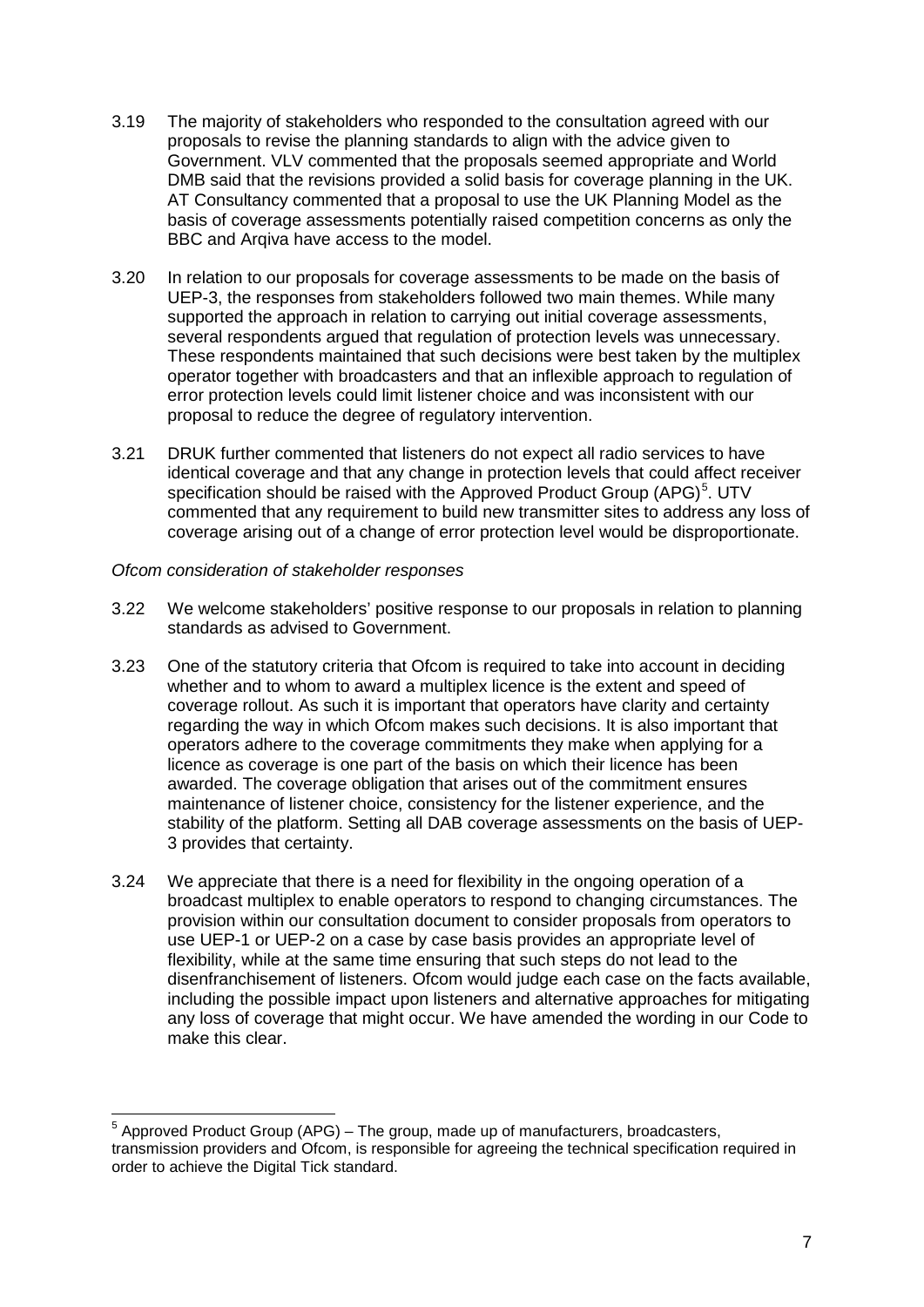3.19 The majority of stakeholders who responded to the consultation agreed with our proposals to revise the planning standards to align with the advice given to Government. VLV commented that the proposals seemed appropriate and World DMB said that the revisions provided a solid basis for coverage planning in the UK. AT Consultancy commented that a proposal to use the UK Planning Model as the basis of coverage assessments potentially raised competition concerns as only the BBC and Arqiva have access to the model.

3.20 In relation to our proposals for coverage assessments to be made on the basis of UEP-3, the responses from stakeholders followed two main themes. While many supported the approach in relation to carrying out initial coverage assessments, several respondents argued that regulation of protection levels was unnecessary. These respondents maintained that such decisions were best taken by the multiplex operator together with broadcasters and that an inflexible approach to regulation of error protection levels could limit listener choice and was inconsistent with our proposal to reduce the degree of regulatory intervention.

3.21 DRUK further commented that listeners do not expect all radio services to have identical coverage and that any change in protection levels that could affect receiver specification should be raised with the Approved Product Group (APG)[5]. UTV commented that any requirement to build new transmitter sites to address any loss of coverage arising out of a change of error protection level would be disproportionate.

*Ofcom consideration of stakeholder responses*

3.22 We welcome stakeholders' positive response to our proposals in relation to planning standards as advised to Government.

3.23 One of the statutory criteria that Ofcom is required to take into account in deciding whether and to whom to award a multiplex licence is the extent and speed of coverage rollout. As such it is important that operators have clarity and certainty regarding the way in which Ofcom makes such decisions. It is also important that operators adhere to the coverage commitments they make when applying for a licence as coverage is one part of the basis on which their licence has been awarded. The coverage obligation that arises out of the commitment ensures maintenance of listener choice, consistency for the listener experience, and the stability of the platform. Setting all DAB coverage assessments on the basis of UEP-3 provides that certainty.

3.24 We appreciate that there is a need for flexibility in the ongoing operation of a broadcast multiplex to enable operators to respond to changing circumstances. The provision within our consultation document to consider proposals from operators to use UEP-1 or UEP-2 on a case by case basis provides an appropriate level of flexibility, while at the same time ensuring that such steps do not lead to the disenfranchisement of listeners. Ofcom would judge each case on the facts available, including the possible impact upon listeners and alternative approaches for mitigating any loss of coverage that might occur. We have amended the wording in our Code to make this clear.

---

[5] Approved Product Group (APG) – The group, made up of manufacturers, broadcasters, transmission providers and Ofcom, is responsible for agreeing the technical specification required in order to achieve the Digital Tick standard.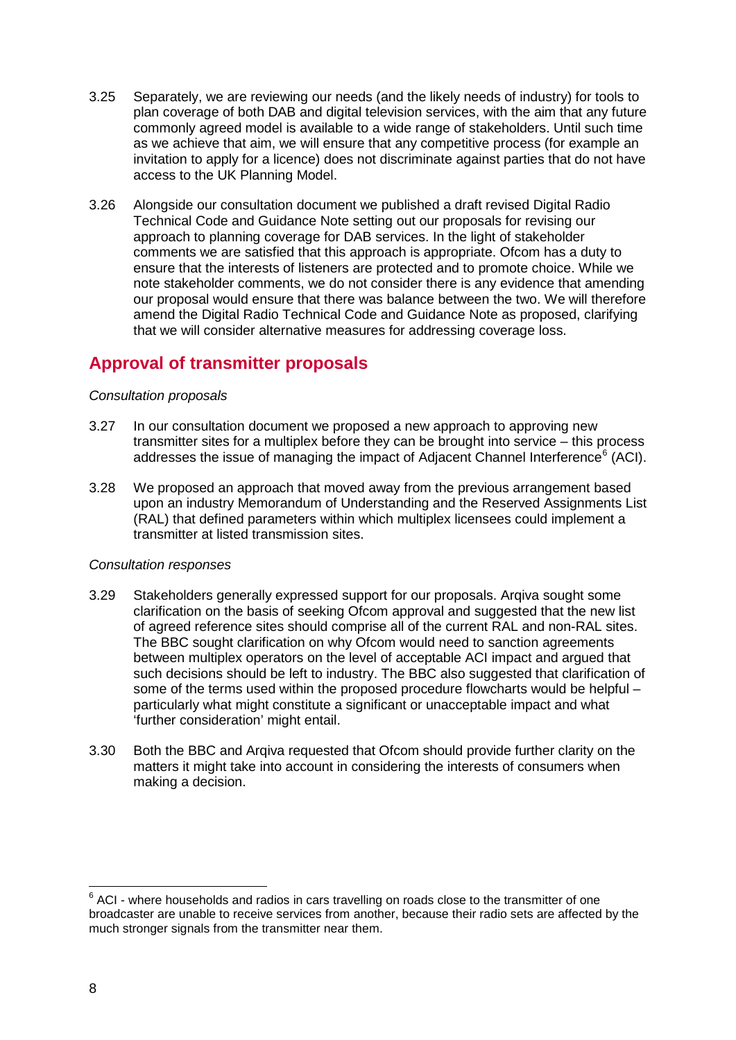3.25 Separately, we are reviewing our needs (and the likely needs of industry) for tools to plan coverage of both DAB and digital television services, with the aim that any future commonly agreed model is available to a wide range of stakeholders. Until such time as we achieve that aim, we will ensure that any competitive process (for example an invitation to apply for a licence) does not discriminate against parties that do not have access to the UK Planning Model.

3.26 Alongside our consultation document we published a draft revised Digital Radio Technical Code and Guidance Note setting out our proposals for revising our approach to planning coverage for DAB services. In the light of stakeholder comments we are satisfied that this approach is appropriate. Ofcom has a duty to ensure that the interests of listeners are protected and to promote choice. While we note stakeholder comments, we do not consider there is any evidence that amending our proposal would ensure that there was balance between the two. We will therefore amend the Digital Radio Technical Code and Guidance Note as proposed, clarifying that we will consider alternative measures for addressing coverage loss.

## Approval of transmitter proposals

*Consultation proposals*

3.27 In our consultation document we proposed a new approach to approving new transmitter sites for a multiplex before they can be brought into service – this process addresses the issue of managing the impact of Adjacent Channel Interference[6] (ACI).

3.28 We proposed an approach that moved away from the previous arrangement based upon an industry Memorandum of Understanding and the Reserved Assignments List (RAL) that defined parameters within which multiplex licensees could implement a transmitter at listed transmission sites.

*Consultation responses*

3.29 Stakeholders generally expressed support for our proposals. Arqiva sought some clarification on the basis of seeking Ofcom approval and suggested that the new list of agreed reference sites should comprise all of the current RAL and non-RAL sites. The BBC sought clarification on why Ofcom would need to sanction agreements between multiplex operators on the level of acceptable ACI impact and argued that such decisions should be left to industry. The BBC also suggested that clarification of some of the terms used within the proposed procedure flowcharts would be helpful – particularly what might constitute a significant or unacceptable impact and what 'further consideration' might entail.

3.30 Both the BBC and Arqiva requested that Ofcom should provide further clarity on the matters it might take into account in considering the interests of consumers when making a decision.

[6] ACI - where households and radios in cars travelling on roads close to the transmitter of one broadcaster are unable to receive services from another, because their radio sets are affected by the much stronger signals from the transmitter near them.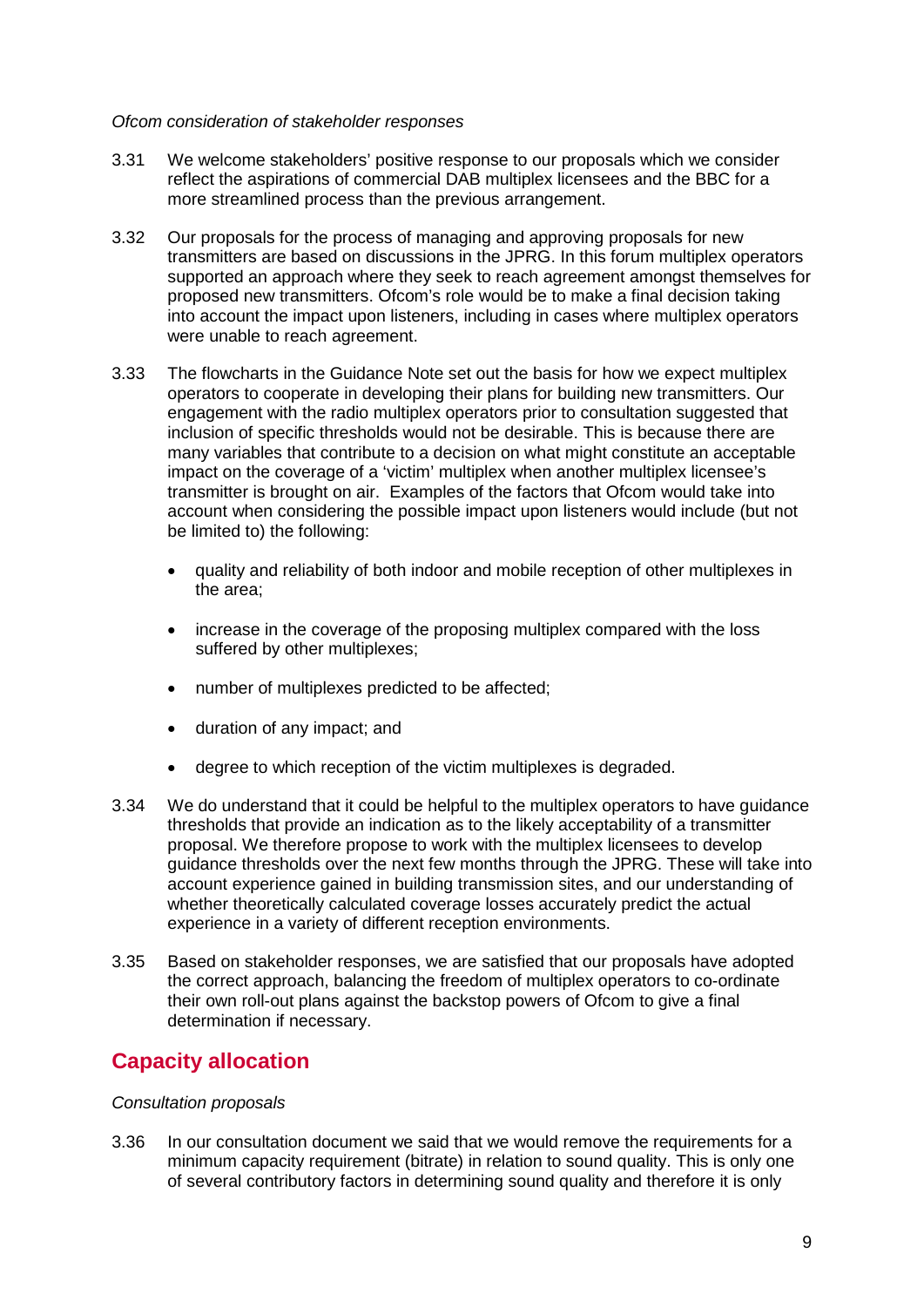*Ofcom consideration of stakeholder responses*

3.31 We welcome stakeholders' positive response to our proposals which we consider reflect the aspirations of commercial DAB multiplex licensees and the BBC for a more streamlined process than the previous arrangement.

3.32 Our proposals for the process of managing and approving proposals for new transmitters are based on discussions in the JPRG. In this forum multiplex operators supported an approach where they seek to reach agreement amongst themselves for proposed new transmitters. Ofcom's role would be to make a final decision taking into account the impact upon listeners, including in cases where multiplex operators were unable to reach agreement.

3.33 The flowcharts in the Guidance Note set out the basis for how we expect multiplex operators to cooperate in developing their plans for building new transmitters. Our engagement with the radio multiplex operators prior to consultation suggested that inclusion of specific thresholds would not be desirable. This is because there are many variables that contribute to a decision on what might constitute an acceptable impact on the coverage of a 'victim' multiplex when another multiplex licensee's transmitter is brought on air. Examples of the factors that Ofcom would take into account when considering the possible impact upon listeners would include (but not be limited to) the following:

- quality and reliability of both indoor and mobile reception of other multiplexes in the area;
- increase in the coverage of the proposing multiplex compared with the loss suffered by other multiplexes;
- number of multiplexes predicted to be affected;
- duration of any impact; and
- degree to which reception of the victim multiplexes is degraded.

3.34 We do understand that it could be helpful to the multiplex operators to have guidance thresholds that provide an indication as to the likely acceptability of a transmitter proposal. We therefore propose to work with the multiplex licensees to develop guidance thresholds over the next few months through the JPRG. These will take into account experience gained in building transmission sites, and our understanding of whether theoretically calculated coverage losses accurately predict the actual experience in a variety of different reception environments.

3.35 Based on stakeholder responses, we are satisfied that our proposals have adopted the correct approach, balancing the freedom of multiplex operators to co-ordinate their own roll-out plans against the backstop powers of Ofcom to give a final determination if necessary.

## Capacity allocation

*Consultation proposals*

3.36 In our consultation document we said that we would remove the requirements for a minimum capacity requirement (bitrate) in relation to sound quality. This is only one of several contributory factors in determining sound quality and therefore it is only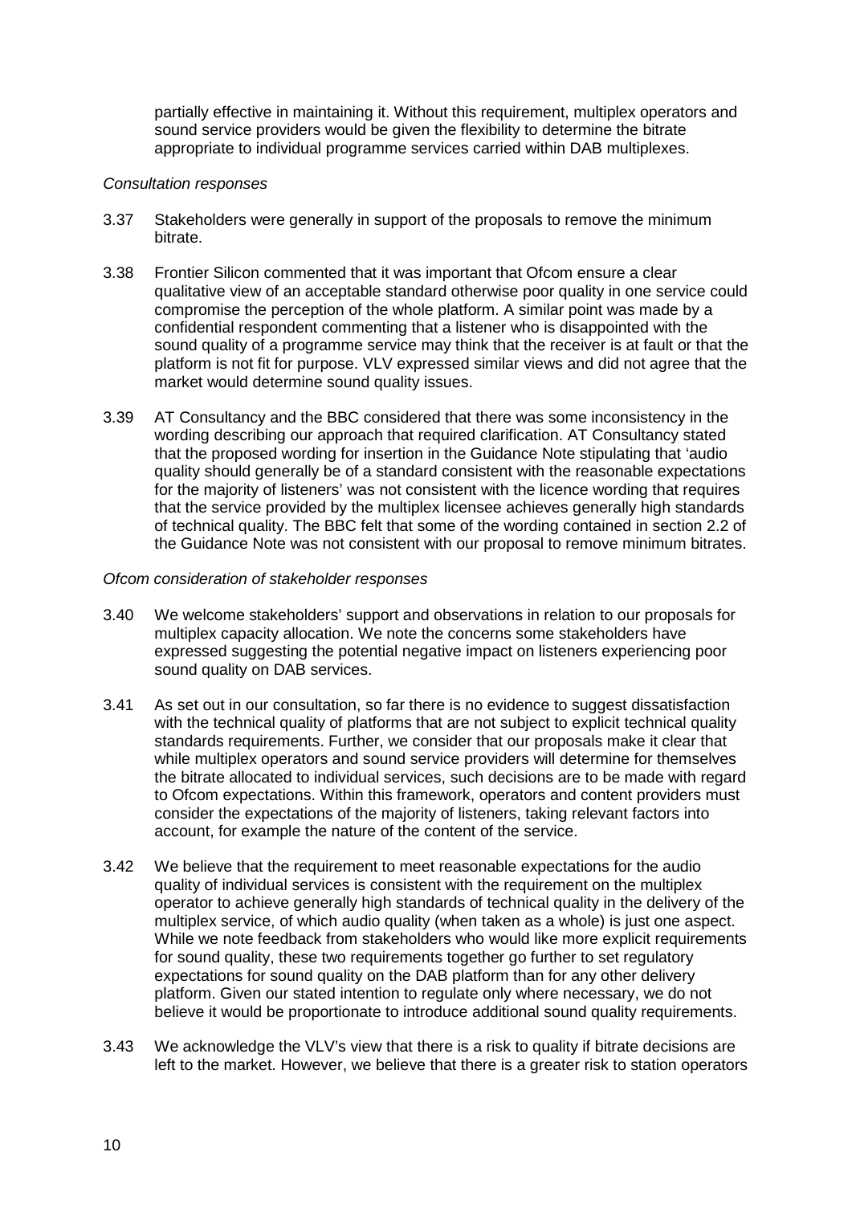partially effective in maintaining it. Without this requirement, multiplex operators and sound service providers would be given the flexibility to determine the bitrate appropriate to individual programme services carried within DAB multiplexes.

*Consultation responses*

3.37 Stakeholders were generally in support of the proposals to remove the minimum bitrate.

3.38 Frontier Silicon commented that it was important that Ofcom ensure a clear qualitative view of an acceptable standard otherwise poor quality in one service could compromise the perception of the whole platform. A similar point was made by a confidential respondent commenting that a listener who is disappointed with the sound quality of a programme service may think that the receiver is at fault or that the platform is not fit for purpose. VLV expressed similar views and did not agree that the market would determine sound quality issues.

3.39 AT Consultancy and the BBC considered that there was some inconsistency in the wording describing our approach that required clarification. AT Consultancy stated that the proposed wording for insertion in the Guidance Note stipulating that 'audio quality should generally be of a standard consistent with the reasonable expectations for the majority of listeners' was not consistent with the licence wording that requires that the service provided by the multiplex licensee achieves generally high standards of technical quality. The BBC felt that some of the wording contained in section 2.2 of the Guidance Note was not consistent with our proposal to remove minimum bitrates.

*Ofcom consideration of stakeholder responses*

3.40 We welcome stakeholders' support and observations in relation to our proposals for multiplex capacity allocation. We note the concerns some stakeholders have expressed suggesting the potential negative impact on listeners experiencing poor sound quality on DAB services.

3.41 As set out in our consultation, so far there is no evidence to suggest dissatisfaction with the technical quality of platforms that are not subject to explicit technical quality standards requirements. Further, we consider that our proposals make it clear that while multiplex operators and sound service providers will determine for themselves the bitrate allocated to individual services, such decisions are to be made with regard to Ofcom expectations. Within this framework, operators and content providers must consider the expectations of the majority of listeners, taking relevant factors into account, for example the nature of the content of the service.

3.42 We believe that the requirement to meet reasonable expectations for the audio quality of individual services is consistent with the requirement on the multiplex operator to achieve generally high standards of technical quality in the delivery of the multiplex service, of which audio quality (when taken as a whole) is just one aspect. While we note feedback from stakeholders who would like more explicit requirements for sound quality, these two requirements together go further to set regulatory expectations for sound quality on the DAB platform than for any other delivery platform. Given our stated intention to regulate only where necessary, we do not believe it would be proportionate to introduce additional sound quality requirements.

3.43 We acknowledge the VLV's view that there is a risk to quality if bitrate decisions are left to the market. However, we believe that there is a greater risk to station operators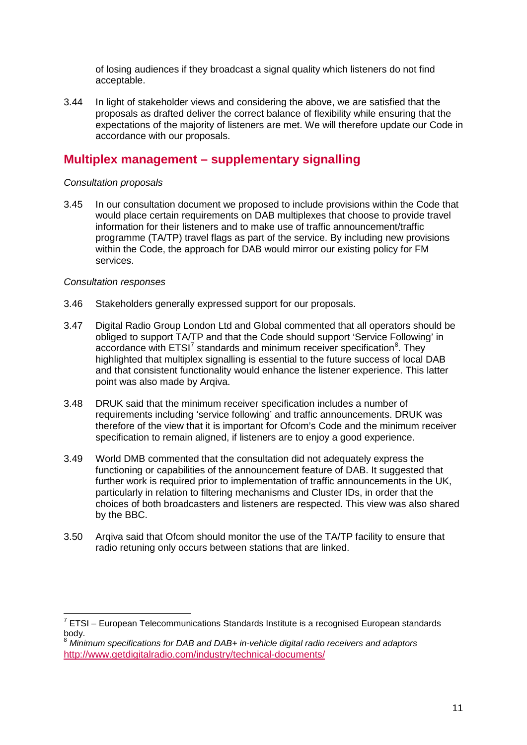of losing audiences if they broadcast a signal quality which listeners do not find acceptable.

3.44 In light of stakeholder views and considering the above, we are satisfied that the proposals as drafted deliver the correct balance of flexibility while ensuring that the expectations of the majority of listeners are met. We will therefore update our Code in accordance with our proposals.

## Multiplex management – supplementary signalling

*Consultation proposals*

3.45 In our consultation document we proposed to include provisions within the Code that would place certain requirements on DAB multiplexes that choose to provide travel information for their listeners and to make use of traffic announcement/traffic programme (TA/TP) travel flags as part of the service. By including new provisions within the Code, the approach for DAB would mirror our existing policy for FM services.

*Consultation responses*

3.46 Stakeholders generally expressed support for our proposals.

3.47 Digital Radio Group London Ltd and Global commented that all operators should be obliged to support TA/TP and that the Code should support 'Service Following' in accordance with ETSI[7] standards and minimum receiver specification[8]. They highlighted that multiplex signalling is essential to the future success of local DAB and that consistent functionality would enhance the listener experience. This latter point was also made by Arqiva.

3.48 DRUK said that the minimum receiver specification includes a number of requirements including 'service following' and traffic announcements. DRUK was therefore of the view that it is important for Ofcom's Code and the minimum receiver specification to remain aligned, if listeners are to enjoy a good experience.

3.49 World DMB commented that the consultation did not adequately express the functioning or capabilities of the announcement feature of DAB. It suggested that further work is required prior to implementation of traffic announcements in the UK, particularly in relation to filtering mechanisms and Cluster IDs, in order that the choices of both broadcasters and listeners are respected. This view was also shared by the BBC.

3.50 Arqiva said that Ofcom should monitor the use of the TA/TP facility to ensure that radio retuning only occurs between stations that are linked.

---

[7] ETSI – European Telecommunications Standards Institute is a recognised European standards body.

[8] *Minimum specifications for DAB and DAB+ in-vehicle digital radio receivers and adaptors* http://www.getdigitalradio.com/industry/technical-documents/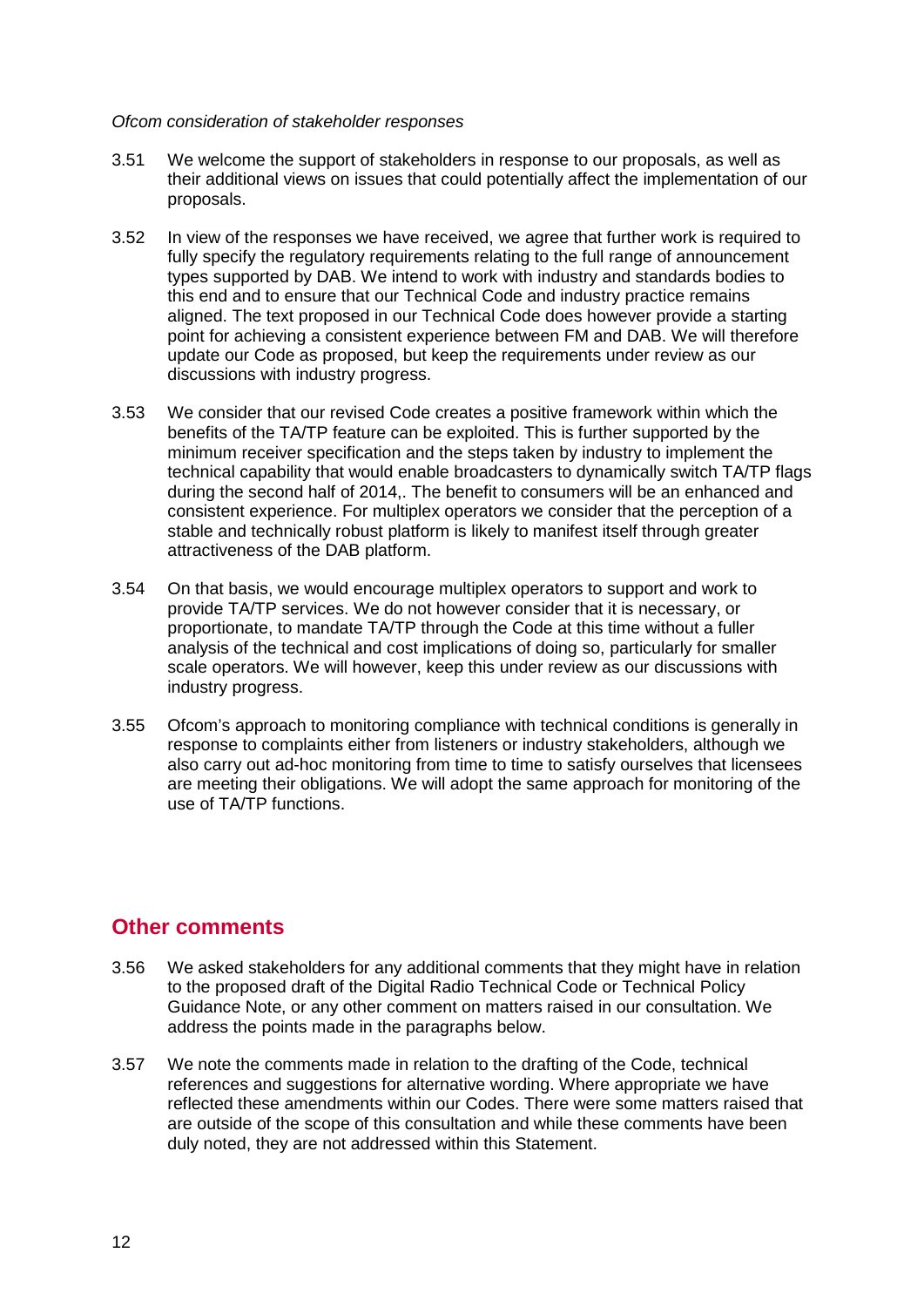*Ofcom consideration of stakeholder responses*

3.51 We welcome the support of stakeholders in response to our proposals, as well as their additional views on issues that could potentially affect the implementation of our proposals.

3.52 In view of the responses we have received, we agree that further work is required to fully specify the regulatory requirements relating to the full range of announcement types supported by DAB. We intend to work with industry and standards bodies to this end and to ensure that our Technical Code and industry practice remains aligned. The text proposed in our Technical Code does however provide a starting point for achieving a consistent experience between FM and DAB. We will therefore update our Code as proposed, but keep the requirements under review as our discussions with industry progress.

3.53 We consider that our revised Code creates a positive framework within which the benefits of the TA/TP feature can be exploited. This is further supported by the minimum receiver specification and the steps taken by industry to implement the technical capability that would enable broadcasters to dynamically switch TA/TP flags during the second half of 2014,. The benefit to consumers will be an enhanced and consistent experience. For multiplex operators we consider that the perception of a stable and technically robust platform is likely to manifest itself through greater attractiveness of the DAB platform.

3.54 On that basis, we would encourage multiplex operators to support and work to provide TA/TP services. We do not however consider that it is necessary, or proportionate, to mandate TA/TP through the Code at this time without a fuller analysis of the technical and cost implications of doing so, particularly for smaller scale operators. We will however, keep this under review as our discussions with industry progress.

3.55 Ofcom's approach to monitoring compliance with technical conditions is generally in response to complaints either from listeners or industry stakeholders, although we also carry out ad-hoc monitoring from time to time to satisfy ourselves that licensees are meeting their obligations. We will adopt the same approach for monitoring of the use of TA/TP functions.

## Other comments

3.56 We asked stakeholders for any additional comments that they might have in relation to the proposed draft of the Digital Radio Technical Code or Technical Policy Guidance Note, or any other comment on matters raised in our consultation. We address the points made in the paragraphs below.

3.57 We note the comments made in relation to the drafting of the Code, technical references and suggestions for alternative wording. Where appropriate we have reflected these amendments within our Codes. There were some matters raised that are outside of the scope of this consultation and while these comments have been duly noted, they are not addressed within this Statement.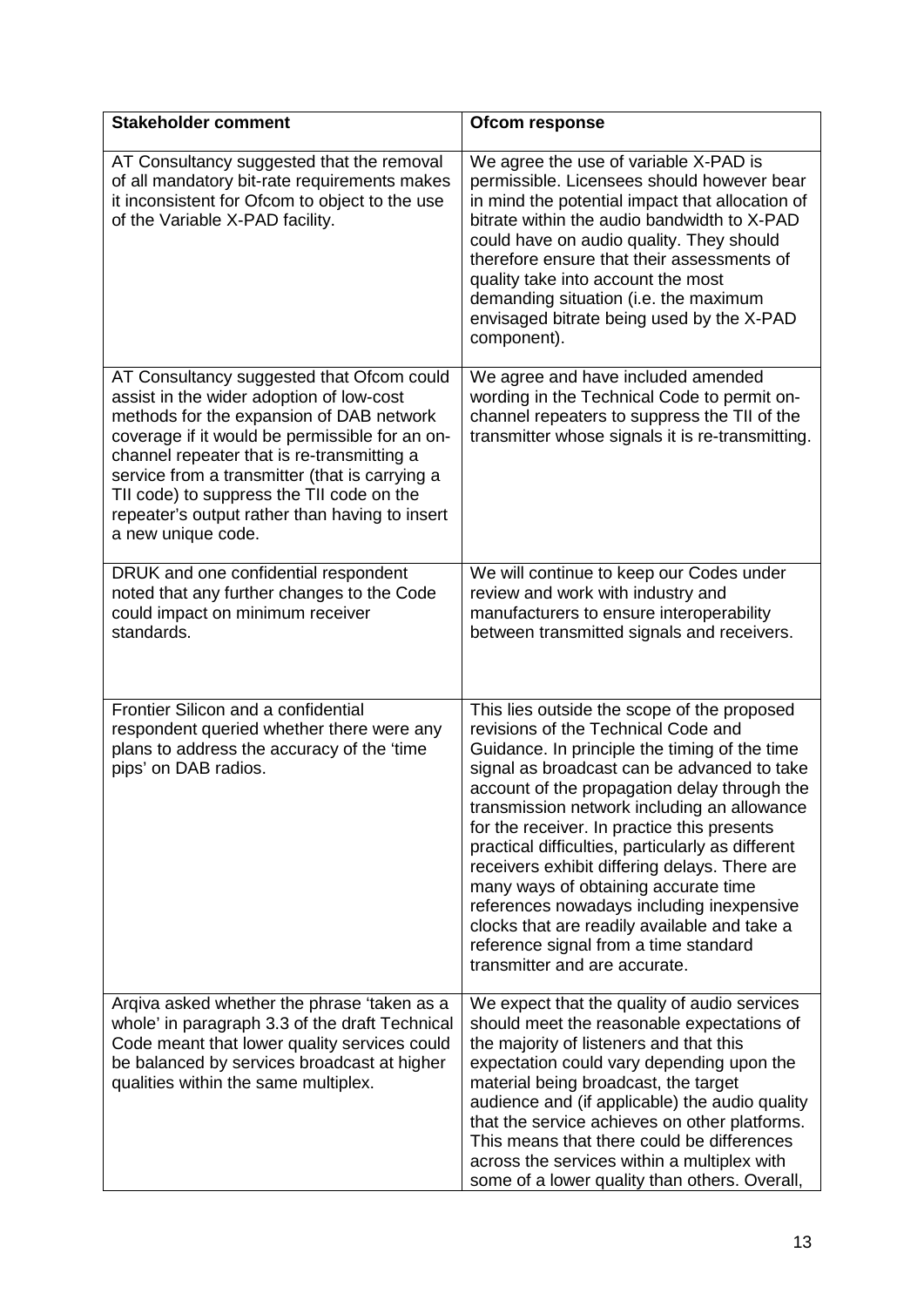| Stakeholder comment | Ofcom response |
|---|---|
| AT Consultancy suggested that the removal of all mandatory bit-rate requirements makes it inconsistent for Ofcom to object to the use of the Variable X-PAD facility. | We agree the use of variable X-PAD is permissible. Licensees should however bear in mind the potential impact that allocation of bitrate within the audio bandwidth to X-PAD could have on audio quality. They should therefore ensure that their assessments of quality take into account the most demanding situation (i.e. the maximum envisaged bitrate being used by the X-PAD component). |
| AT Consultancy suggested that Ofcom could assist in the wider adoption of low-cost methods for the expansion of DAB network coverage if it would be permissible for an on-channel repeater that is re-transmitting a service from a transmitter (that is carrying a TII code) to suppress the TII code on the repeater's output rather than having to insert a new unique code. | We agree and have included amended wording in the Technical Code to permit on-channel repeaters to suppress the TII of the transmitter whose signals it is re-transmitting. |
| DRUK and one confidential respondent noted that any further changes to the Code could impact on minimum receiver standards. | We will continue to keep our Codes under review and work with industry and manufacturers to ensure interoperability between transmitted signals and receivers. |
| Frontier Silicon and a confidential respondent queried whether there were any plans to address the accuracy of the 'time pips' on DAB radios. | This lies outside the scope of the proposed revisions of the Technical Code and Guidance. In principle the timing of the time signal as broadcast can be advanced to take account of the propagation delay through the transmission network including an allowance for the receiver. In practice this presents practical difficulties, particularly as different receivers exhibit differing delays. There are many ways of obtaining accurate time references nowadays including inexpensive clocks that are readily available and take a reference signal from a time standard transmitter and are accurate. |
| Arqiva asked whether the phrase 'taken as a whole' in paragraph 3.3 of the draft Technical Code meant that lower quality services could be balanced by services broadcast at higher qualities within the same multiplex. | We expect that the quality of audio services should meet the reasonable expectations of the majority of listeners and that this expectation could vary depending upon the material being broadcast, the target audience and (if applicable) the audio quality that the service achieves on other platforms. This means that there could be differences across the services within a multiplex with some of a lower quality than others. Overall, |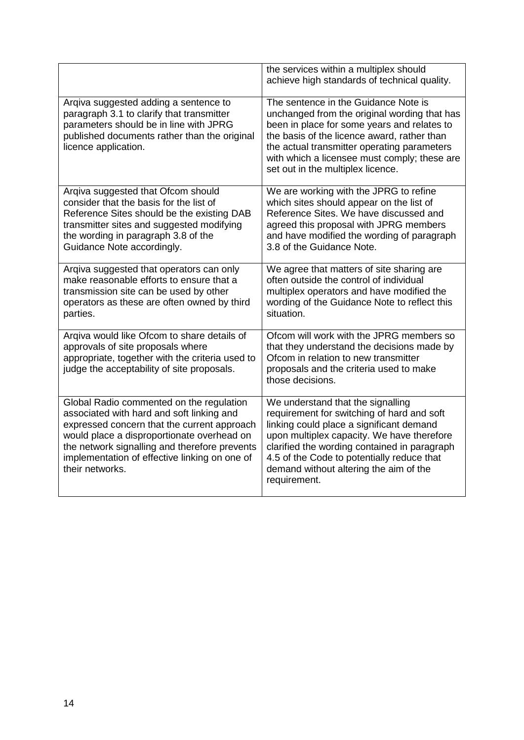| | |
|---|---|
| | the services within a multiplex should achieve high standards of technical quality. |
| Arqiva suggested adding a sentence to paragraph 3.1 to clarify that transmitter parameters should be in line with JPRG published documents rather than the original licence application. | The sentence in the Guidance Note is unchanged from the original wording that has been in place for some years and relates to the basis of the licence award, rather than the actual transmitter operating parameters with which a licensee must comply; these are set out in the multiplex licence. |
| Arqiva suggested that Ofcom should consider that the basis for the list of Reference Sites should be the existing DAB transmitter sites and suggested modifying the wording in paragraph 3.8 of the Guidance Note accordingly. | We are working with the JPRG to refine which sites should appear on the list of Reference Sites. We have discussed and agreed this proposal with JPRG members and have modified the wording of paragraph 3.8 of the Guidance Note. |
| Arqiva suggested that operators can only make reasonable efforts to ensure that a transmission site can be used by other operators as these are often owned by third parties. | We agree that matters of site sharing are often outside the control of individual multiplex operators and have modified the wording of the Guidance Note to reflect this situation. |
| Arqiva would like Ofcom to share details of approvals of site proposals where appropriate, together with the criteria used to judge the acceptability of site proposals. | Ofcom will work with the JPRG members so that they understand the decisions made by Ofcom in relation to new transmitter proposals and the criteria used to make those decisions. |
| Global Radio commented on the regulation associated with hard and soft linking and expressed concern that the current approach would place a disproportionate overhead on the network signalling and therefore prevents implementation of effective linking on one of their networks. | We understand that the signalling requirement for switching of hard and soft linking could place a significant demand upon multiplex capacity. We have therefore clarified the wording contained in paragraph 4.5 of the Code to potentially reduce that demand without altering the aim of the requirement. |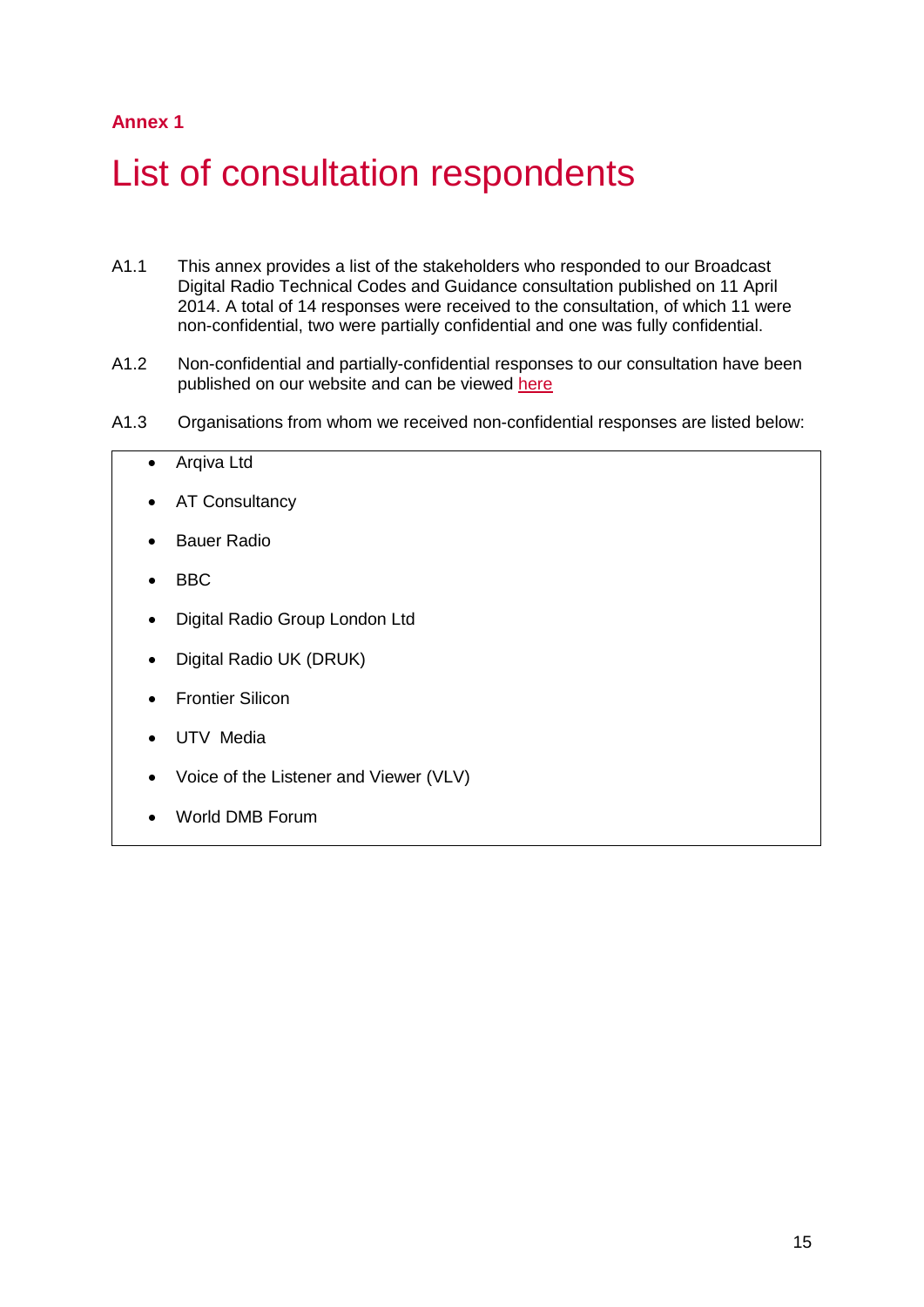**Annex 1**

# List of consultation respondents

A1.1 This annex provides a list of the stakeholders who responded to our Broadcast Digital Radio Technical Codes and Guidance consultation published on 11 April 2014. A total of 14 responses were received to the consultation, of which 11 were non-confidential, two were partially confidential and one was fully confidential.

A1.2 Non-confidential and partially-confidential responses to our consultation have been published on our website and can be viewed here

A1.3 Organisations from whom we received non-confidential responses are listed below:

- Arqiva Ltd
- AT Consultancy
- Bauer Radio
- BBC
- Digital Radio Group London Ltd
- Digital Radio UK (DRUK)
- Frontier Silicon
- UTV Media
- Voice of the Listener and Viewer (VLV)
- World DMB Forum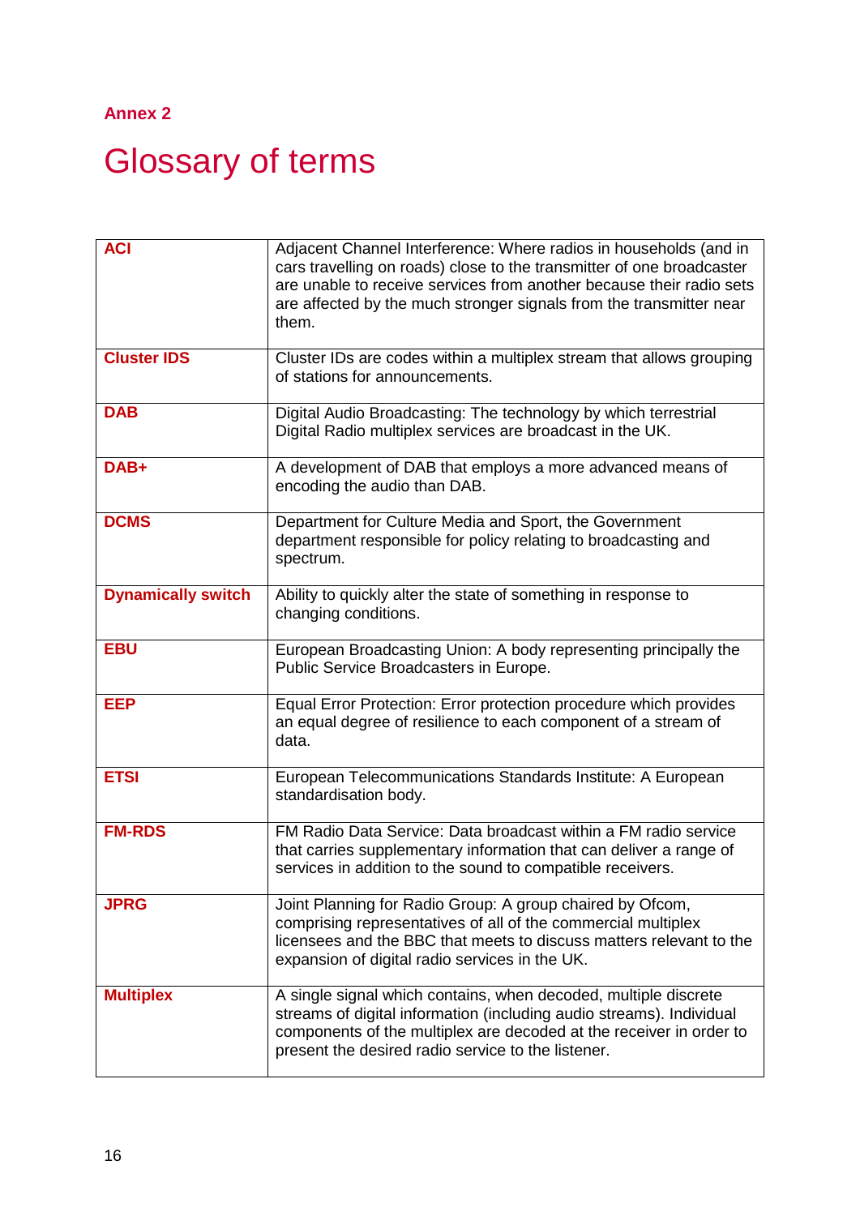Annex 2

# Glossary of terms

| | |
|---|---|
| **ACI** | Adjacent Channel Interference: Where radios in households (and in cars travelling on roads) close to the transmitter of one broadcaster are unable to receive services from another because their radio sets are affected by the much stronger signals from the transmitter near them. |
| **Cluster IDS** | Cluster IDs are codes within a multiplex stream that allows grouping of stations for announcements. |
| **DAB** | Digital Audio Broadcasting: The technology by which terrestrial Digital Radio multiplex services are broadcast in the UK. |
| **DAB+** | A development of DAB that employs a more advanced means of encoding the audio than DAB. |
| **DCMS** | Department for Culture Media and Sport, the Government department responsible for policy relating to broadcasting and spectrum. |
| **Dynamically switch** | Ability to quickly alter the state of something in response to changing conditions. |
| **EBU** | European Broadcasting Union: A body representing principally the Public Service Broadcasters in Europe. |
| **EEP** | Equal Error Protection: Error protection procedure which provides an equal degree of resilience to each component of a stream of data. |
| **ETSI** | European Telecommunications Standards Institute: A European standardisation body. |
| **FM-RDS** | FM Radio Data Service: Data broadcast within a FM radio service that carries supplementary information that can deliver a range of services in addition to the sound to compatible receivers. |
| **JPRG** | Joint Planning for Radio Group: A group chaired by Ofcom, comprising representatives of all of the commercial multiplex licensees and the BBC that meets to discuss matters relevant to the expansion of digital radio services in the UK. |
| **Multiplex** | A single signal which contains, when decoded, multiple discrete streams of digital information (including audio streams). Individual components of the multiplex are decoded at the receiver in order to present the desired radio service to the listener. |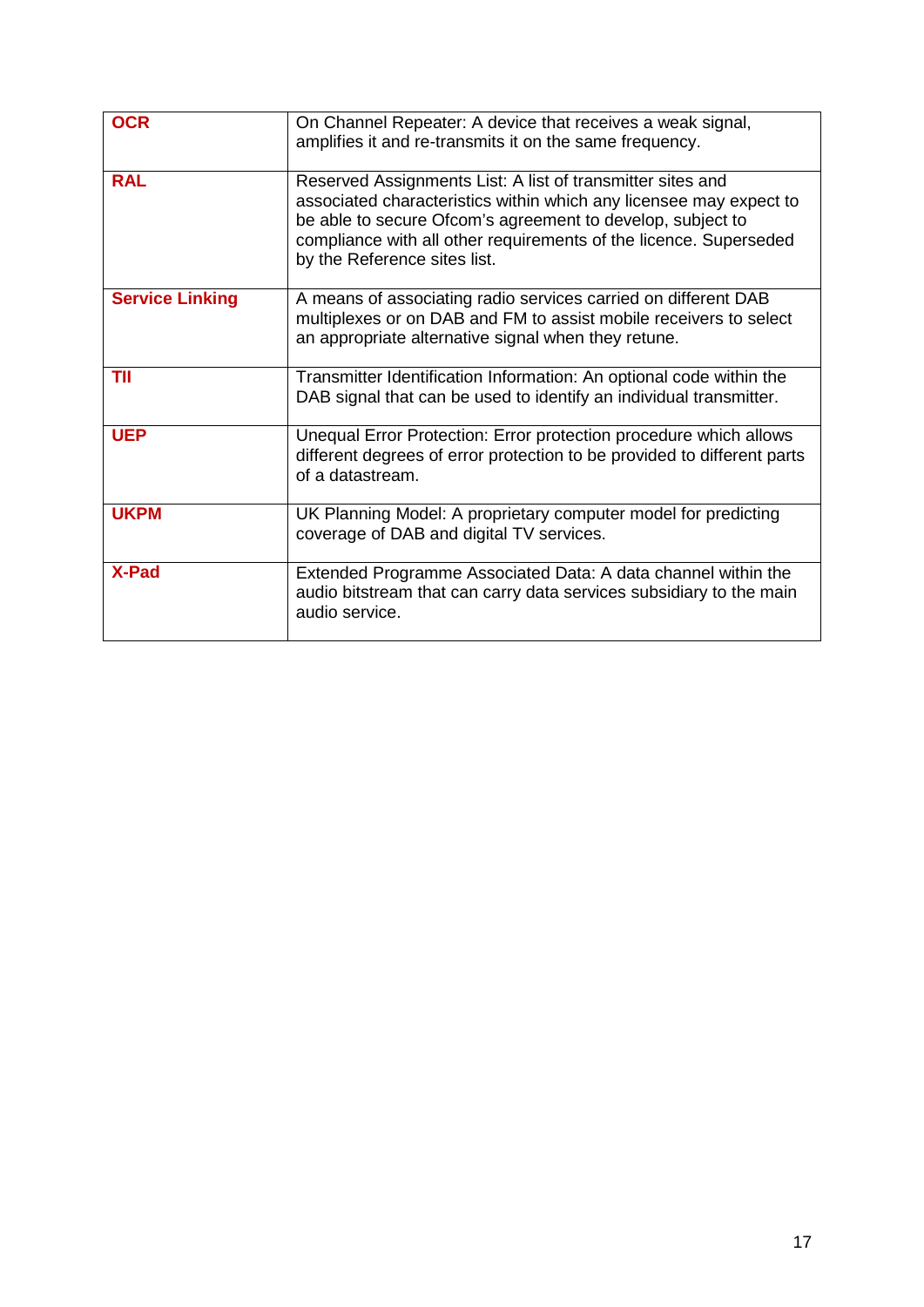| | |
|---|---|
| **OCR** | On Channel Repeater: A device that receives a weak signal, amplifies it and re-transmits it on the same frequency. |
| **RAL** | Reserved Assignments List: A list of transmitter sites and associated characteristics within which any licensee may expect to be able to secure Ofcom's agreement to develop, subject to compliance with all other requirements of the licence. Superseded by the Reference sites list. |
| **Service Linking** | A means of associating radio services carried on different DAB multiplexes or on DAB and FM to assist mobile receivers to select an appropriate alternative signal when they retune. |
| **TII** | Transmitter Identification Information: An optional code within the DAB signal that can be used to identify an individual transmitter. |
| **UEP** | Unequal Error Protection: Error protection procedure which allows different degrees of error protection to be provided to different parts of a datastream. |
| **UKPM** | UK Planning Model: A proprietary computer model for predicting coverage of DAB and digital TV services. |
| **X-Pad** | Extended Programme Associated Data: A data channel within the audio bitstream that can carry data services subsidiary to the main audio service. |